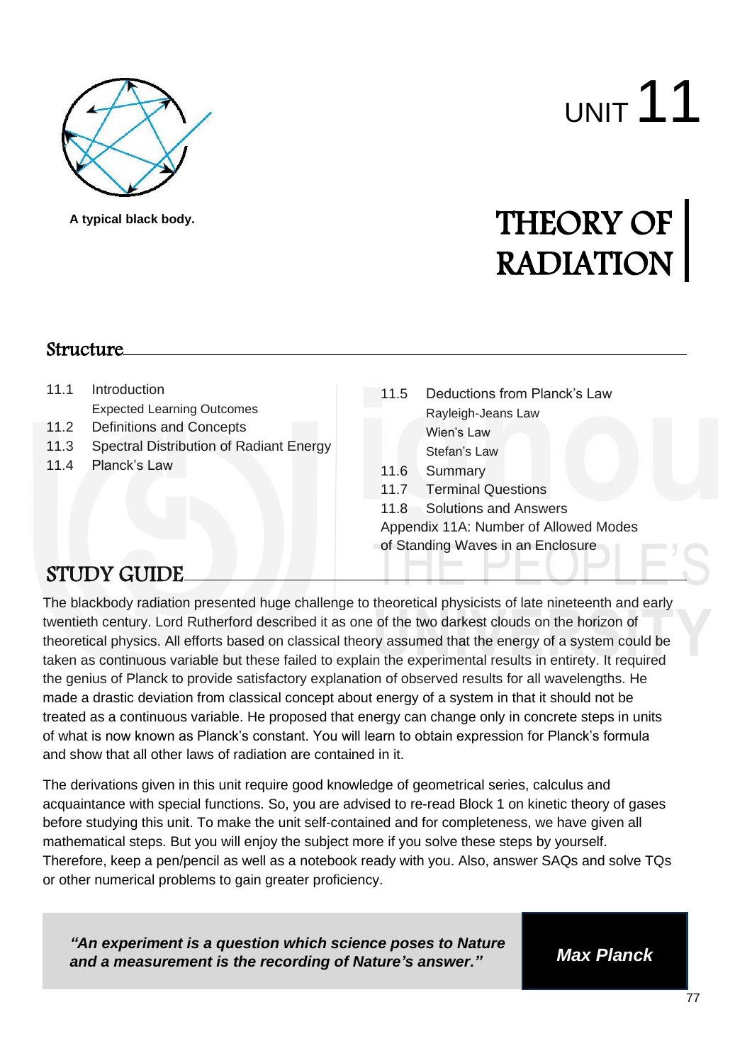A typical black body.

# UNIT 11

# THEORY OF RADIATION

## Structure

11.1 Introduction
  Expected Learning Outcomes
11.2 Definitions and Concepts
11.3 Spectral Distribution of Radiant Energy
11.4 Planck's Law
11.5 Deductions from Planck's Law
  Rayleigh-Jeans Law
  Wien's Law
  Stefan's Law
11.6 Summary
11.7 Terminal Questions
11.8 Solutions and Answers
Appendix 11A: Number of Allowed Modes of Standing Waves in an Enclosure

## STUDY GUIDE

The blackbody radiation presented huge challenge to theoretical physicists of late nineteenth and early twentieth century. Lord Rutherford described it as one of the two darkest clouds on the horizon of theoretical physics. All efforts based on classical theory assumed that the energy of a system could be taken as continuous variable but these failed to explain the experimental results in entirety. It required the genius of Planck to provide satisfactory explanation of observed results for all wavelengths. He made a drastic deviation from classical concept about energy of a system in that it should not be treated as a continuous variable. He proposed that energy can change only in concrete steps in units of what is now known as Planck's constant. You will learn to obtain expression for Planck's formula and show that all other laws of radiation are contained in it.

The derivations given in this unit require good knowledge of geometrical series, calculus and acquaintance with special functions. So, you are advised to re-read Block 1 on kinetic theory of gases before studying this unit. To make the unit self-contained and for completeness, we have given all mathematical steps. But you will enjoy the subject more if you solve these steps by yourself. Therefore, keep a pen/pencil as well as a notebook ready with you. Also, answer SAQs and solve TQs or other numerical problems to gain greater proficiency.

> ***"An experiment is a question which science poses to Nature and a measurement is the recording of Nature's answer."***
>
> ***Max Planck***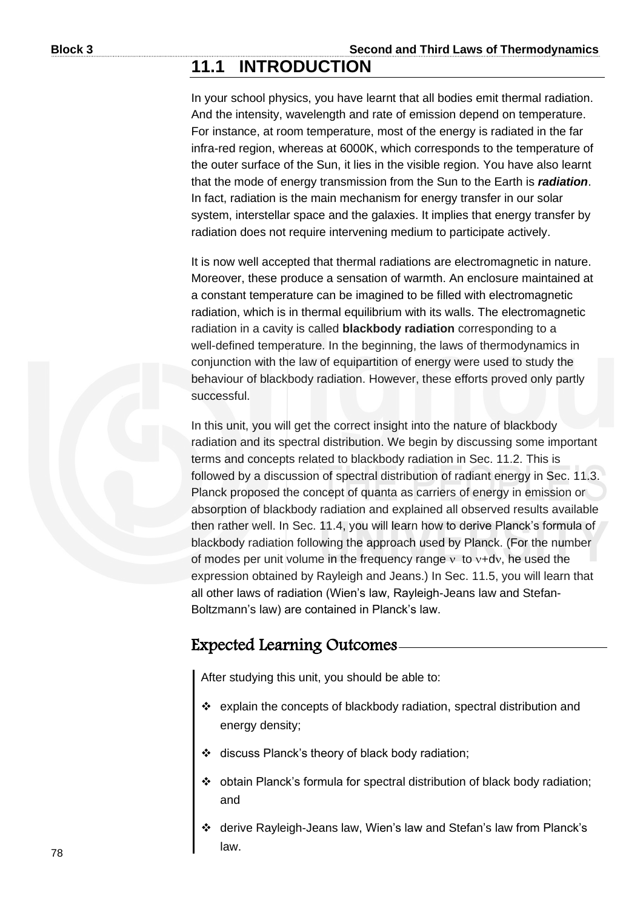## 11.1 INTRODUCTION

In your school physics, you have learnt that all bodies emit thermal radiation. And the intensity, wavelength and rate of emission depend on temperature. For instance, at room temperature, most of the energy is radiated in the far infra-red region, whereas at 6000K, which corresponds to the temperature of the outer surface of the Sun, it lies in the visible region. You have also learnt that the mode of energy transmission from the Sun to the Earth is ***radiation***. In fact, radiation is the main mechanism for energy transfer in our solar system, interstellar space and the galaxies. It implies that energy transfer by radiation does not require intervening medium to participate actively.

It is now well accepted that thermal radiations are electromagnetic in nature. Moreover, these produce a sensation of warmth. An enclosure maintained at a constant temperature can be imagined to be filled with electromagnetic radiation, which is in thermal equilibrium with its walls. The electromagnetic radiation in a cavity is called **blackbody radiation** corresponding to a well-defined temperature. In the beginning, the laws of thermodynamics in conjunction with the law of equipartition of energy were used to study the behaviour of blackbody radiation. However, these efforts proved only partly successful.

In this unit, you will get the correct insight into the nature of blackbody radiation and its spectral distribution. We begin by discussing some important terms and concepts related to blackbody radiation in Sec. 11.2. This is followed by a discussion of spectral distribution of radiant energy in Sec. 11.3. Planck proposed the concept of quanta as carriers of energy in emission or absorption of blackbody radiation and explained all observed results available then rather well. In Sec. 11.4, you will learn how to derive Planck's formula of blackbody radiation following the approach used by Planck. (For the number of modes per unit volume in the frequency range $\nu$ to $\nu+d\nu$, he used the expression obtained by Rayleigh and Jeans.) In Sec. 11.5, you will learn that all other laws of radiation (Wien's law, Rayleigh-Jeans law and Stefan-Boltzmann's law) are contained in Planck's law.

## Expected Learning Outcomes

After studying this unit, you should be able to:

- explain the concepts of blackbody radiation, spectral distribution and energy density;
- discuss Planck's theory of black body radiation;
- obtain Planck's formula for spectral distribution of black body radiation; and
- derive Rayleigh-Jeans law, Wien's law and Stefan's law from Planck's law.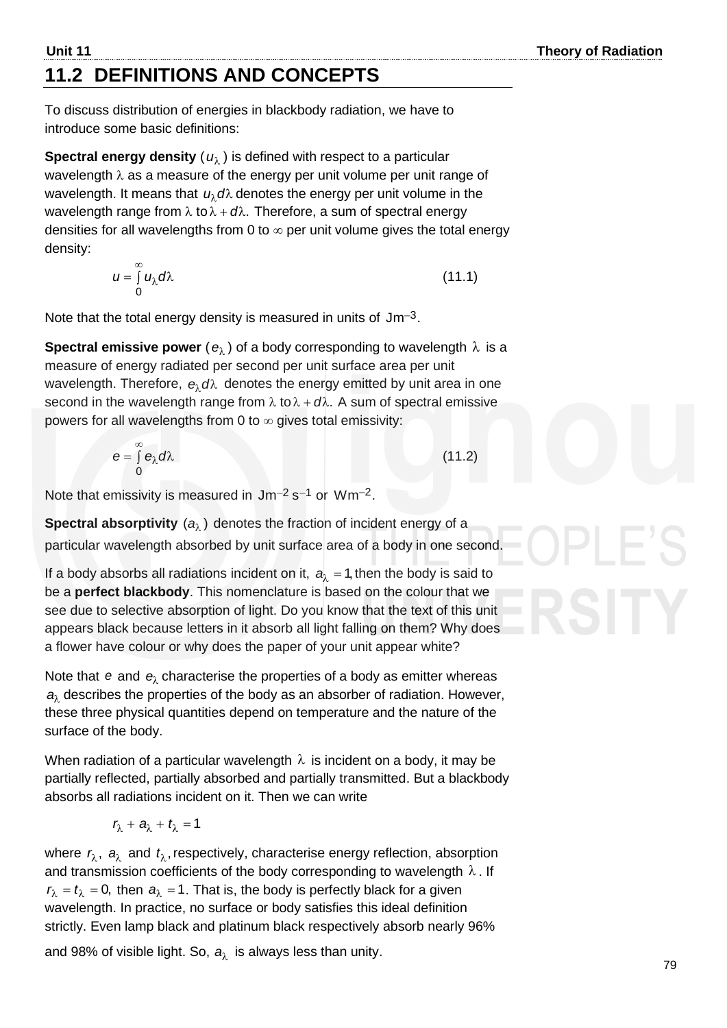## 11.2 DEFINITIONS AND CONCEPTS

To discuss distribution of energies in blackbody radiation, we have to introduce some basic definitions:

**Spectral energy density** ($u_\lambda$) is defined with respect to a particular wavelength $\lambda$ as a measure of the energy per unit volume per unit range of wavelength. It means that $u_\lambda d\lambda$ denotes the energy per unit volume in the wavelength range from $\lambda$ to $\lambda + d\lambda$. Therefore, a sum of spectral energy densities for all wavelengths from 0 to $\infty$ per unit volume gives the total energy density:

$$u = \int_0^\infty u_\lambda d\lambda \qquad (11.1)$$

Note that the total energy density is measured in units of $\text{Jm}^{-3}$.

**Spectral emissive power** ($e_\lambda$) of a body corresponding to wavelength $\lambda$ is a measure of energy radiated per second per unit surface area per unit wavelength. Therefore, $e_\lambda d\lambda$ denotes the energy emitted by unit area in one second in the wavelength range from $\lambda$ to $\lambda + d\lambda$. A sum of spectral emissive powers for all wavelengths from 0 to $\infty$ gives total emissivity:

$$e = \int_0^\infty e_\lambda d\lambda \qquad (11.2)$$

Note that emissivity is measured in $\text{Jm}^{-2}\,\text{s}^{-1}$ or $\text{Wm}^{-2}$.

**Spectral absorptivity** ($a_\lambda$) denotes the fraction of incident energy of a particular wavelength absorbed by unit surface area of a body in one second.

If a body absorbs all radiations incident on it, $a_\lambda = 1$, then the body is said to be a **perfect blackbody**. This nomenclature is based on the colour that we see due to selective absorption of light. Do you know that the text of this unit appears black because letters in it absorb all light falling on them? Why does a flower have colour or why does the paper of your unit appear white?

Note that $e$ and $e_\lambda$ characterise the properties of a body as emitter whereas $a_\lambda$ describes the properties of the body as an absorber of radiation. However, these three physical quantities depend on temperature and the nature of the surface of the body.

When radiation of a particular wavelength $\lambda$ is incident on a body, it may be partially reflected, partially absorbed and partially transmitted. But a blackbody absorbs all radiations incident on it. Then we can write

$$r_\lambda + a_\lambda + t_\lambda = 1$$

where $r_\lambda$, $a_\lambda$ and $t_\lambda$, respectively, characterise energy reflection, absorption and transmission coefficients of the body corresponding to wavelength $\lambda$. If $r_\lambda = t_\lambda = 0$, then $a_\lambda = 1$. That is, the body is perfectly black for a given wavelength. In practice, no surface or body satisfies this ideal definition strictly. Even lamp black and platinum black respectively absorb nearly 96% and 98% of visible light. So, $a_\lambda$ is always less than unity.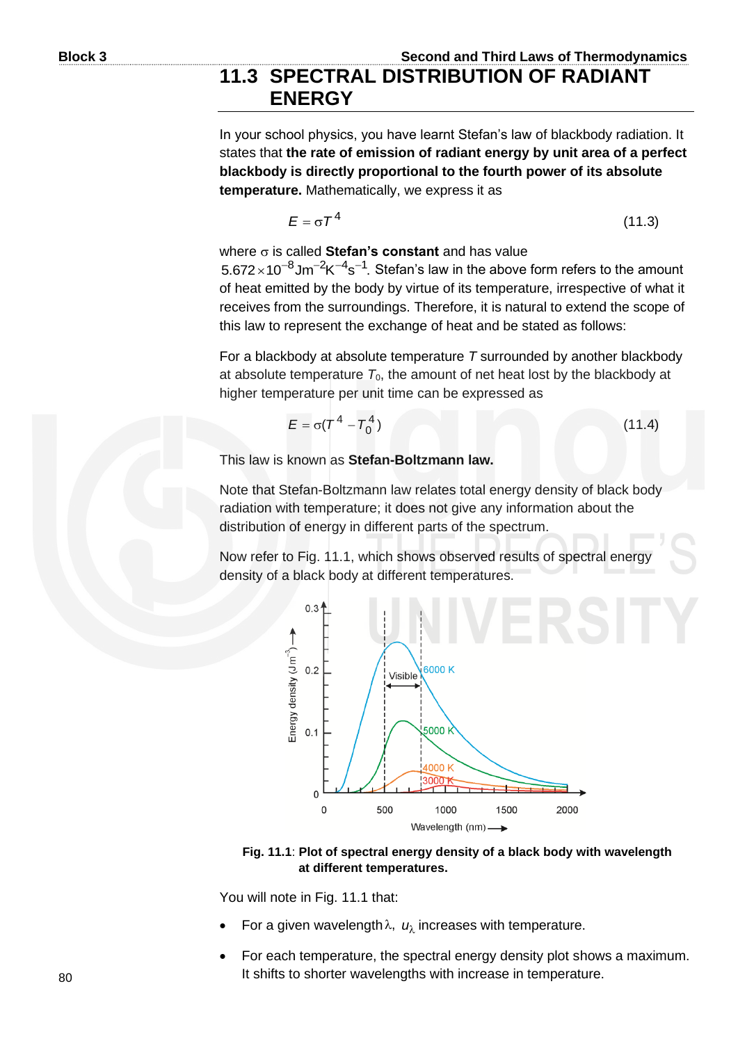## 11.3 SPECTRAL DISTRIBUTION OF RADIANT ENERGY

In your school physics, you have learnt Stefan's law of blackbody radiation. It states that **the rate of emission of radiant energy by unit area of a perfect blackbody is directly proportional to the fourth power of its absolute temperature.** Mathematically, we express it as

$$E = \sigma T^4 \tag{11.3}$$

where $\sigma$ is called **Stefan's constant** and has value $5.672 \times 10^{-8}\,\text{J m}^{-2}\text{K}^{-4}\text{s}^{-1}$. Stefan's law in the above form refers to the amount of heat emitted by the body by virtue of its temperature, irrespective of what it receives from the surroundings. Therefore, it is natural to extend the scope of this law to represent the exchange of heat and be stated as follows:

For a blackbody at absolute temperature $T$ surrounded by another blackbody at absolute temperature $T_0$, the amount of net heat lost by the blackbody at higher temperature per unit time can be expressed as

$$E = \sigma(T^4 - T_0^4) \tag{11.4}$$

This law is known as **Stefan-Boltzmann law.**

Note that Stefan-Boltzmann law relates total energy density of black body radiation with temperature; it does not give any information about the distribution of energy in different parts of the spectrum.

Now refer to Fig. 11.1, which shows observed results of spectral energy density of a black body at different temperatures.

**Fig. 11.1**: **Plot of spectral energy density of a black body with wavelength at different temperatures.**

You will note in Fig. 11.1 that:

- For a given wavelength $\lambda$, $u_\lambda$ increases with temperature.
- For each temperature, the spectral energy density plot shows a maximum. It shifts to shorter wavelengths with increase in temperature.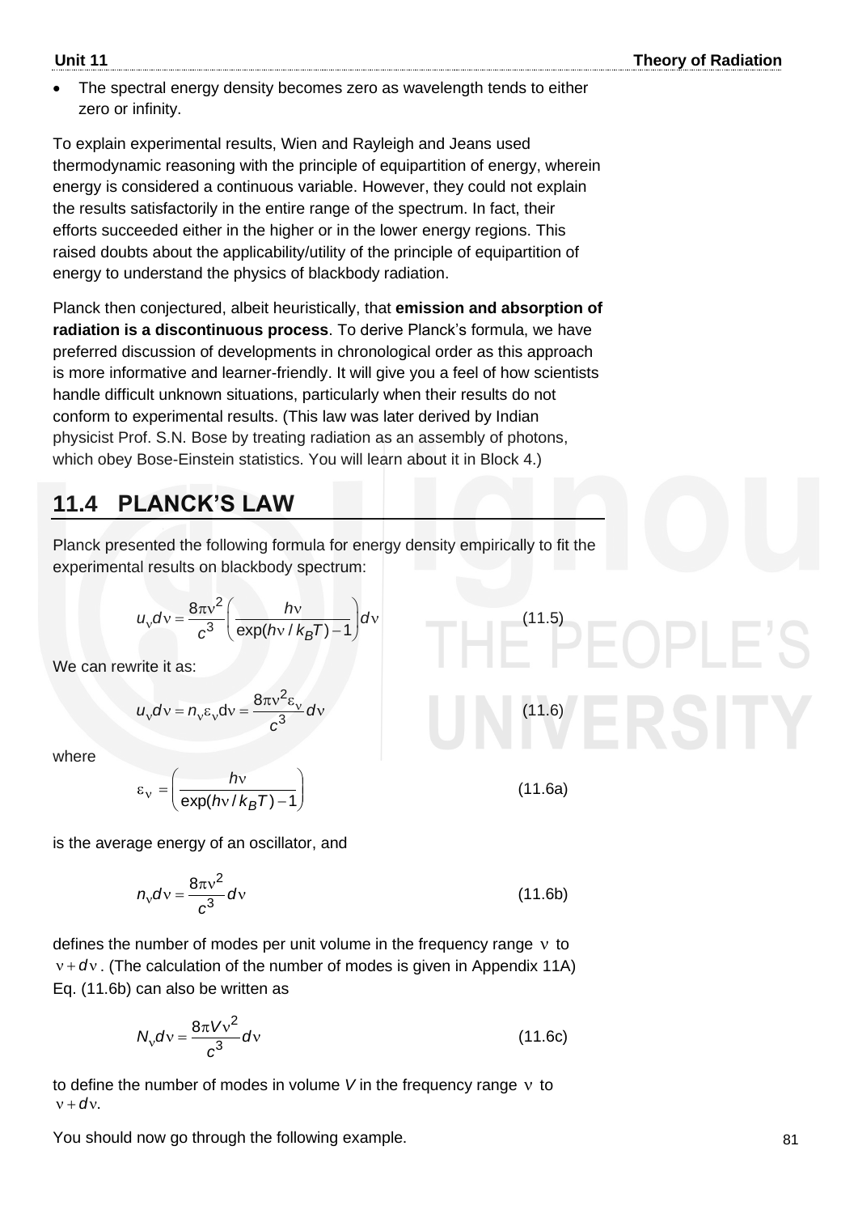- The spectral energy density becomes zero as wavelength tends to either zero or infinity.

To explain experimental results, Wien and Rayleigh and Jeans used thermodynamic reasoning with the principle of equipartition of energy, wherein energy is considered a continuous variable. However, they could not explain the results satisfactorily in the entire range of the spectrum. In fact, their efforts succeeded either in the higher or in the lower energy regions. This raised doubts about the applicability/utility of the principle of equipartition of energy to understand the physics of blackbody radiation.

Planck then conjectured, albeit heuristically, that **emission and absorption of radiation is a discontinuous process**. To derive Planck's formula, we have preferred discussion of developments in chronological order as this approach is more informative and learner-friendly. It will give you a feel of how scientists handle difficult unknown situations, particularly when their results do not conform to experimental results. (This law was later derived by Indian physicist Prof. S.N. Bose by treating radiation as an assembly of photons, which obey Bose-Einstein statistics. You will learn about it in Block 4.)

## 11.4 PLANCK'S LAW

Planck presented the following formula for energy density empirically to fit the experimental results on blackbody spectrum:

$$u_\nu d\nu = \frac{8\pi\nu^2}{c^3}\left(\frac{h\nu}{\exp(h\nu/k_BT)-1}\right)d\nu \tag{11.5}$$

We can rewrite it as:

$$u_\nu d\nu = n_\nu \varepsilon_\nu d\nu = \frac{8\pi\nu^2\varepsilon_\nu}{c^3}d\nu \tag{11.6}$$

where

$$\varepsilon_\nu = \left(\frac{h\nu}{\exp(h\nu/k_BT)-1}\right) \tag{11.6a}$$

is the average energy of an oscillator, and

$$n_\nu d\nu = \frac{8\pi\nu^2}{c^3}d\nu \tag{11.6b}$$

defines the number of modes per unit volume in the frequency range $\nu$ to $\nu + d\nu$. (The calculation of the number of modes is given in Appendix 11A) Eq. (11.6b) can also be written as

$$N_\nu d\nu = \frac{8\pi V\nu^2}{c^3}d\nu \tag{11.6c}$$

to define the number of modes in volume $V$ in the frequency range $\nu$ to $\nu + d\nu$.

You should now go through the following example.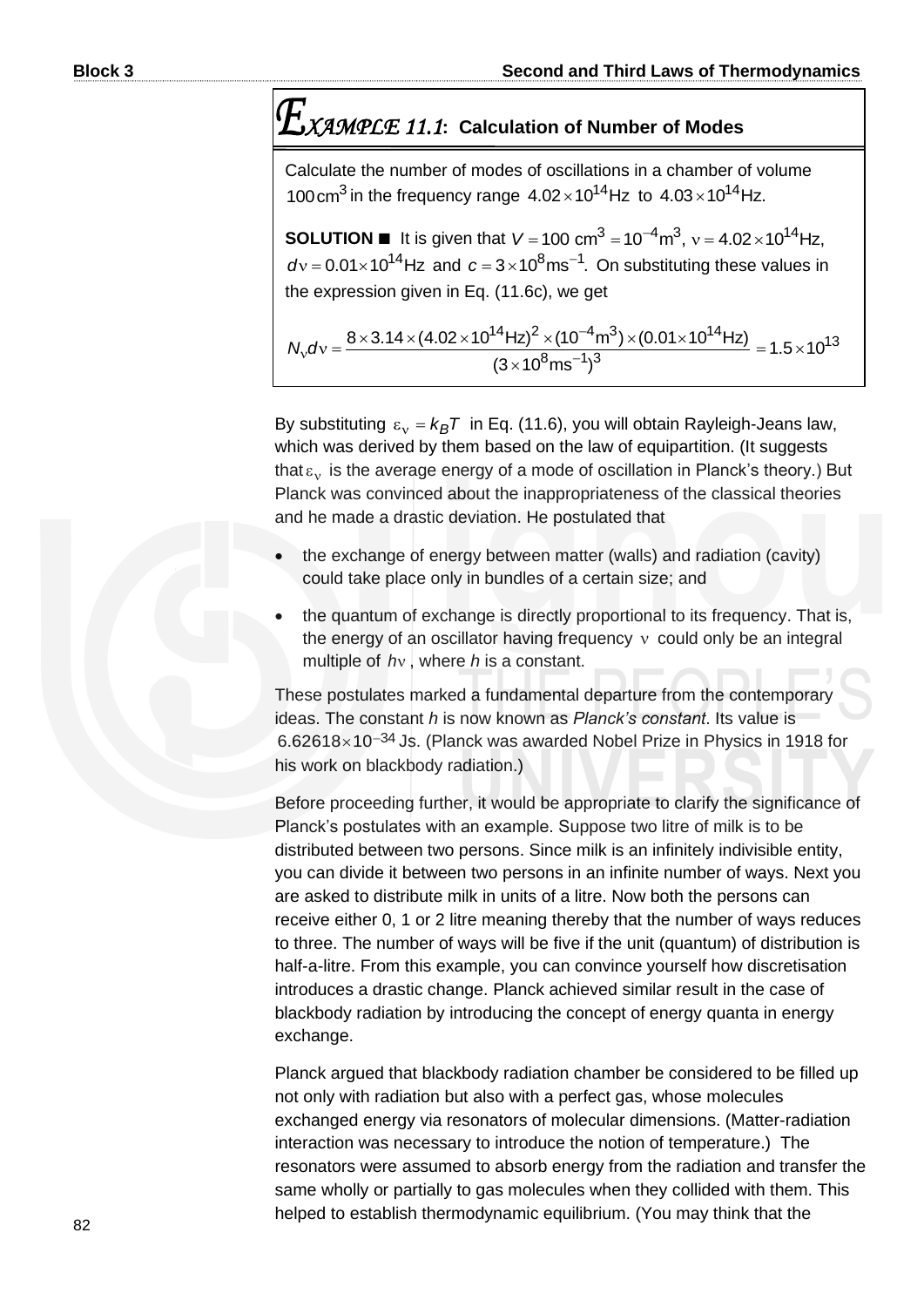## EXAMPLE 11.1: Calculation of Number of Modes

Calculate the number of modes of oscillations in a chamber of volume $100\,\text{cm}^3$ in the frequency range $4.02\times10^{14}$Hz to $4.03\times10^{14}$Hz.

**SOLUTION ■** It is given that $V = 100\ \text{cm}^3 = 10^{-4}\text{m}^3$, $\nu = 4.02\times10^{14}$Hz, $d\nu = 0.01\times10^{14}$Hz and $c = 3\times10^8\text{ms}^{-1}$. On substituting these values in the expression given in Eq. (11.6c), we get

$$N_\nu d\nu = \frac{8\times3.14\times(4.02\times10^{14}\text{Hz})^2\times(10^{-4}\text{m}^3)\times(0.01\times10^{14}\text{Hz})}{(3\times10^8\text{ms}^{-1})^3} = 1.5\times10^{13}$$

By substituting $\varepsilon_\nu = k_BT$ in Eq. (11.6), you will obtain Rayleigh-Jeans law, which was derived by them based on the law of equipartition. (It suggests that $\varepsilon_\nu$ is the average energy of a mode of oscillation in Planck's theory.) But Planck was convinced about the inappropriateness of the classical theories and he made a drastic deviation. He postulated that

- the exchange of energy between matter (walls) and radiation (cavity) could take place only in bundles of a certain size; and
- the quantum of exchange is directly proportional to its frequency. That is, the energy of an oscillator having frequency $\nu$ could only be an integral multiple of $h\nu$, where $h$ is a constant.

These postulates marked a fundamental departure from the contemporary ideas. The constant $h$ is now known as *Planck's constant*. Its value is $6.62618\times10^{-34}$ Js. (Planck was awarded Nobel Prize in Physics in 1918 for his work on blackbody radiation.)

Before proceeding further, it would be appropriate to clarify the significance of Planck's postulates with an example. Suppose two litre of milk is to be distributed between two persons. Since milk is an infinitely indivisible entity, you can divide it between two persons in an infinite number of ways. Next you are asked to distribute milk in units of a litre. Now both the persons can receive either 0, 1 or 2 litre meaning thereby that the number of ways reduces to three. The number of ways will be five if the unit (quantum) of distribution is half-a-litre. From this example, you can convince yourself how discretisation introduces a drastic change. Planck achieved similar result in the case of blackbody radiation by introducing the concept of energy quanta in energy exchange.

Planck argued that blackbody radiation chamber be considered to be filled up not only with radiation but also with a perfect gas, whose molecules exchanged energy via resonators of molecular dimensions. (Matter-radiation interaction was necessary to introduce the notion of temperature.) The resonators were assumed to absorb energy from the radiation and transfer the same wholly or partially to gas molecules when they collided with them. This helped to establish thermodynamic equilibrium. (You may think that the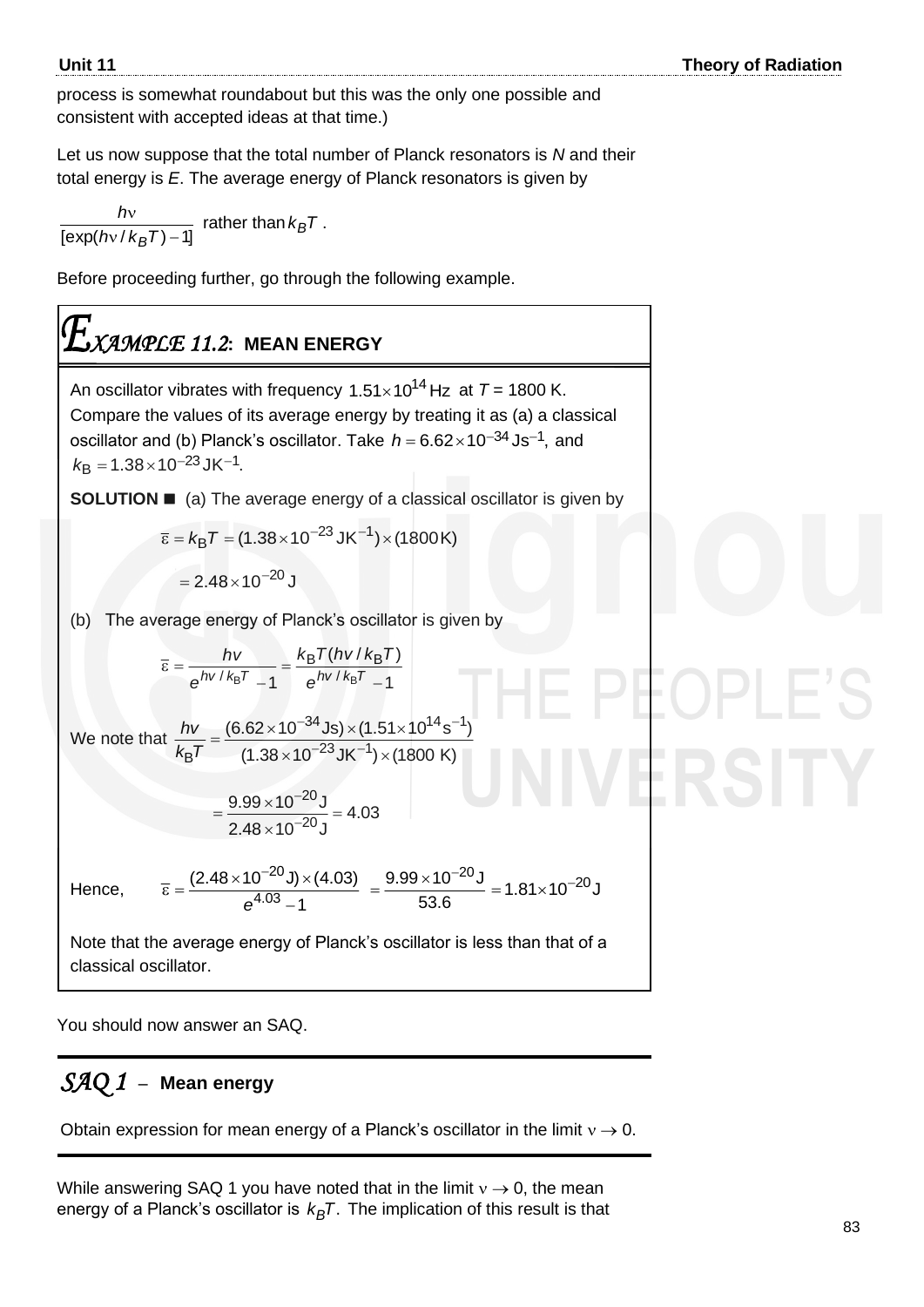process is somewhat roundabout but this was the only one possible and consistent with accepted ideas at that time.)

Let us now suppose that the total number of Planck resonators is $N$ and their total energy is $E$. The average energy of Planck resonators is given by

$$\frac{h\nu}{[\exp(h\nu/k_BT)-1]} \text{ rather than } k_BT.$$

Before proceeding further, go through the following example.

## *EXAMPLE 11.2*: MEAN ENERGY

An oscillator vibrates with frequency $1.51 \times 10^{14}$ Hz at $T$ = 1800 K. Compare the values of its average energy by treating it as (a) a classical oscillator and (b) Planck's oscillator. Take $h = 6.62 \times 10^{-34}$ Js$^{-1}$, and $k_\text{B} = 1.38 \times 10^{-23}$ JK$^{-1}$.

**SOLUTION ■** (a) The average energy of a classical oscillator is given by

$$\bar{\varepsilon} = k_\text{B}T = (1.38 \times 10^{-23}\ \text{JK}^{-1}) \times (1800\,\text{K})$$

$$= 2.48 \times 10^{-20}\ \text{J}$$

(b) The average energy of Planck's oscillator is given by

$$\bar{\varepsilon} = \frac{hv}{e^{hv/k_\text{B}T} - 1} = \frac{k_\text{B}T(hv/k_\text{B}T)}{e^{hv/k_\text{B}T} - 1}$$

We note that $\dfrac{hv}{k_\text{B}T} = \dfrac{(6.62 \times 10^{-34}\ \text{Js}) \times (1.51 \times 10^{14}\ \text{s}^{-1})}{(1.38 \times 10^{-23}\ \text{JK}^{-1}) \times (1800\ \text{K})}$

$$= \frac{9.99 \times 10^{-20}\ \text{J}}{2.48 \times 10^{-20}\ \text{J}} = 4.03$$

Hence, $\quad \bar{\varepsilon} = \dfrac{(2.48 \times 10^{-20}\ \text{J}) \times (4.03)}{e^{4.03} - 1} = \dfrac{9.99 \times 10^{-20}\ \text{J}}{53.6} = 1.81 \times 10^{-20}\ \text{J}$

Note that the average energy of Planck's oscillator is less than that of a classical oscillator.

You should now answer an SAQ.

### *SAQ 1* – Mean energy

Obtain expression for mean energy of a Planck's oscillator in the limit $\nu \to 0$.

While answering SAQ 1 you have noted that in the limit $\nu \to 0$, the mean energy of a Planck's oscillator is $k_BT$. The implication of this result is that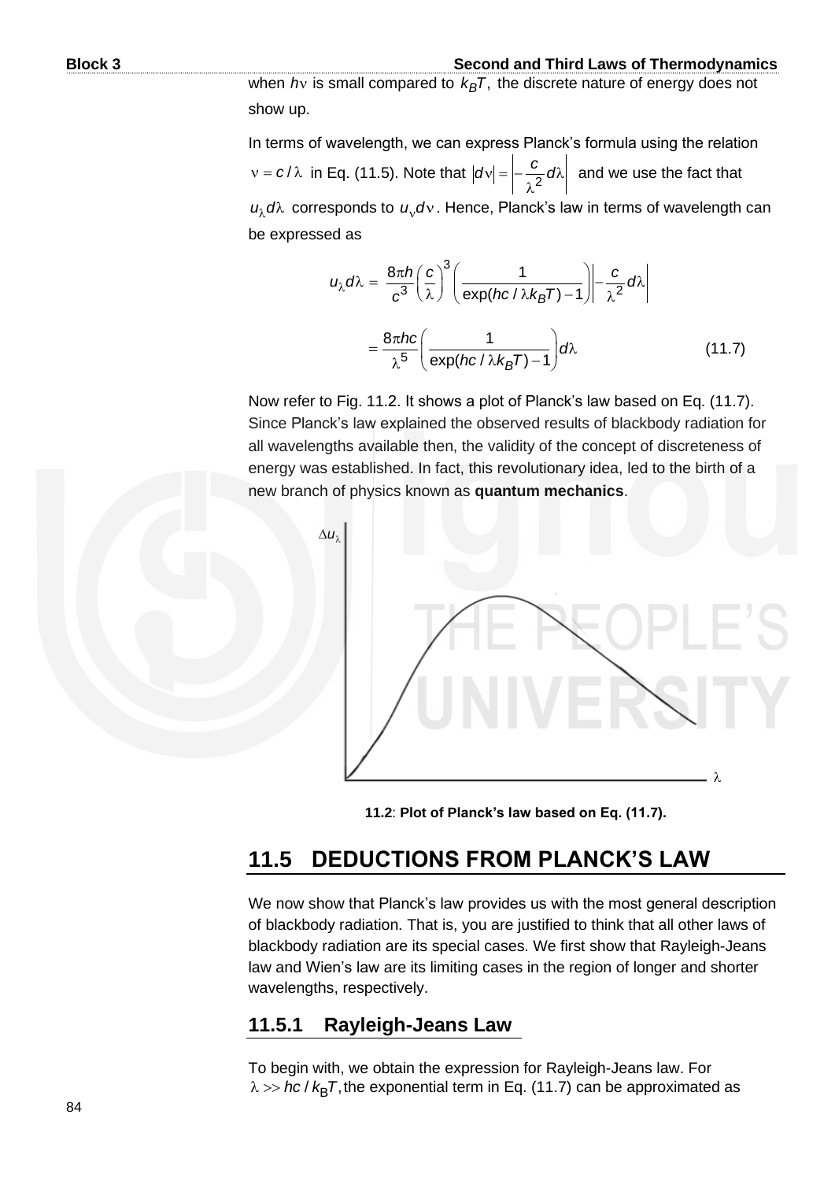when $h\nu$ is small compared to $k_BT$, the discrete nature of energy does not show up.

In terms of wavelength, we can express Planck's formula using the relation $\nu = c/\lambda$ in Eq. (11.5). Note that $|d\nu| = \left|-\frac{c}{\lambda^2}d\lambda\right|$ and we use the fact that $u_\lambda d\lambda$ corresponds to $u_\nu d\nu$. Hence, Planck's law in terms of wavelength can be expressed as

$$u_\lambda d\lambda = \frac{8\pi h}{c^3}\left(\frac{c}{\lambda}\right)^3\left(\frac{1}{\exp(hc/\lambda k_BT)-1}\right)\left|-\frac{c}{\lambda^2}d\lambda\right|$$

$$= \frac{8\pi hc}{\lambda^5}\left(\frac{1}{\exp(hc/\lambda k_BT)-1}\right)d\lambda \qquad (11.7)$$

Now refer to Fig. 11.2. It shows a plot of Planck's law based on Eq. (11.7). Since Planck's law explained the observed results of blackbody radiation for all wavelengths available then, the validity of the concept of discreteness of energy was established. In fact, this revolutionary idea, led to the birth of a new branch of physics known as **quantum mechanics**.

**11.2**: **Plot of Planck's law based on Eq. (11.7).**

## 11.5 DEDUCTIONS FROM PLANCK'S LAW

We now show that Planck's law provides us with the most general description of blackbody radiation. That is, you are justified to think that all other laws of blackbody radiation are its special cases. We first show that Rayleigh-Jeans law and Wien's law are its limiting cases in the region of longer and shorter wavelengths, respectively.

### 11.5.1 Rayleigh-Jeans Law

To begin with, we obtain the expression for Rayleigh-Jeans law. For $\lambda >> hc/k_BT$, the exponential term in Eq. (11.7) can be approximated as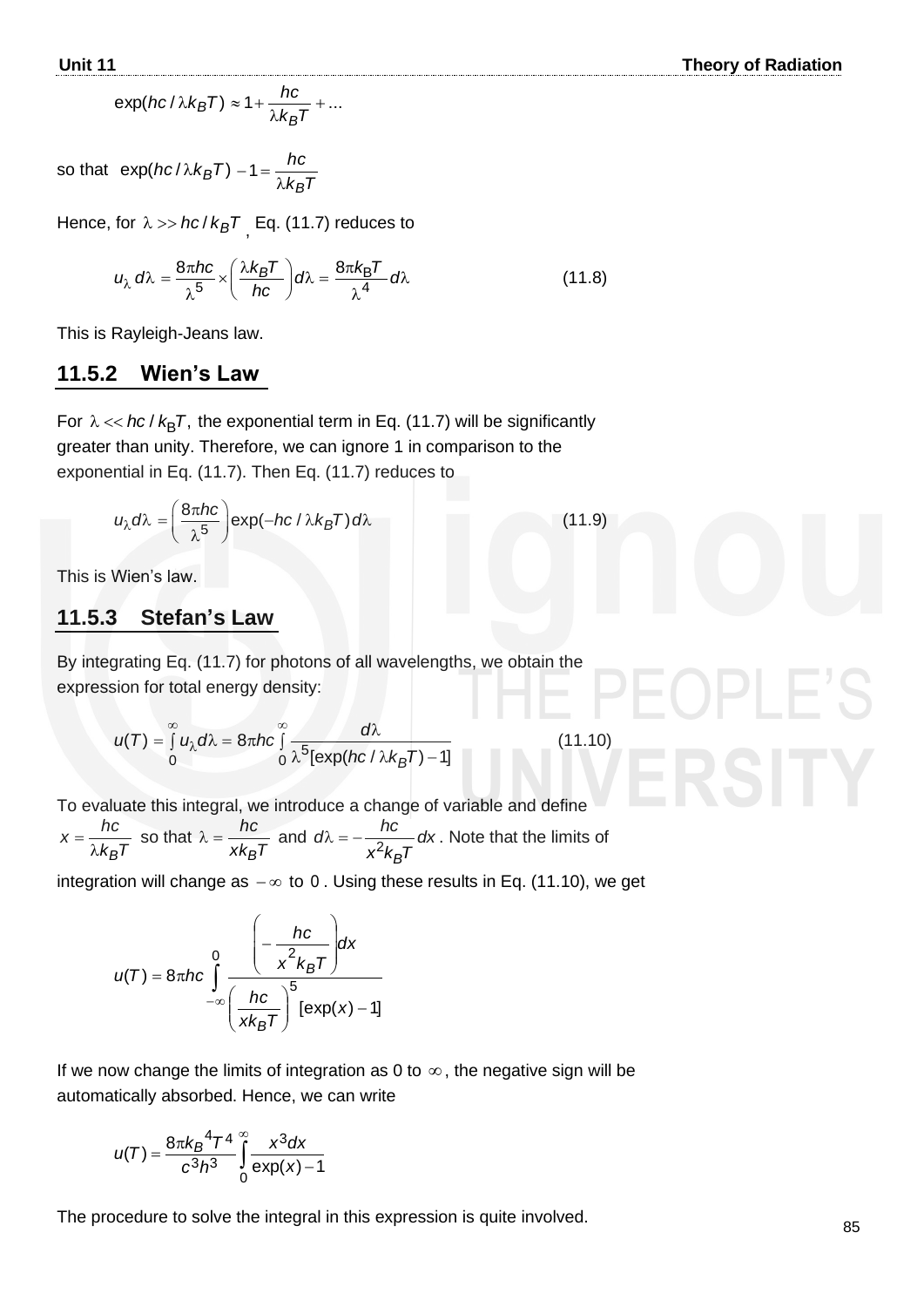$$\exp(hc/\lambda k_B T) \approx 1 + \frac{hc}{\lambda k_B T} + ...$$

so that $\exp(hc/\lambda k_B T) - 1 = \dfrac{hc}{\lambda k_B T}$

Hence, for $\lambda >> hc/k_B T$, Eq. (11.7) reduces to

$$u_\lambda \, d\lambda = \frac{8\pi hc}{\lambda^5} \times \left(\frac{\lambda k_B T}{hc}\right) d\lambda = \frac{8\pi k_B T}{\lambda^4} d\lambda \tag{11.8}$$

This is Rayleigh-Jeans law.

### 11.5.2 Wien's Law

For $\lambda << hc/k_B T$, the exponential term in Eq. (11.7) will be significantly greater than unity. Therefore, we can ignore 1 in comparison to the exponential in Eq. (11.7). Then Eq. (11.7) reduces to

$$u_\lambda d\lambda = \left(\frac{8\pi hc}{\lambda^5}\right) \exp(-hc/\lambda k_B T)\, d\lambda \tag{11.9}$$

This is Wien's law.

### 11.5.3 Stefan's Law

By integrating Eq. (11.7) for photons of all wavelengths, we obtain the expression for total energy density:

$$u(T) = \int_0^\infty u_\lambda d\lambda = 8\pi hc \int_0^\infty \frac{d\lambda}{\lambda^5[\exp(hc/\lambda k_B T) - 1]} \tag{11.10}$$

To evaluate this integral, we introduce a change of variable and define $x = \dfrac{hc}{\lambda k_B T}$ so that $\lambda = \dfrac{hc}{x k_B T}$ and $d\lambda = -\dfrac{hc}{x^2 k_B T} dx$. Note that the limits of integration will change as $-\infty$ to $0$. Using these results in Eq. (11.10), we get

$$u(T) = 8\pi hc \int_{-\infty}^{0} \frac{\left(-\dfrac{hc}{x^2 k_B T}\right) dx}{\left(\dfrac{hc}{x k_B T}\right)^5 [\exp(x) - 1]}$$

If we now change the limits of integration as 0 to $\infty$, the negative sign will be automatically absorbed. Hence, we can write

$$u(T) = \frac{8\pi k_B{}^4 T^4}{c^3 h^3} \int_0^\infty \frac{x^3 dx}{\exp(x) - 1}$$

The procedure to solve the integral in this expression is quite involved.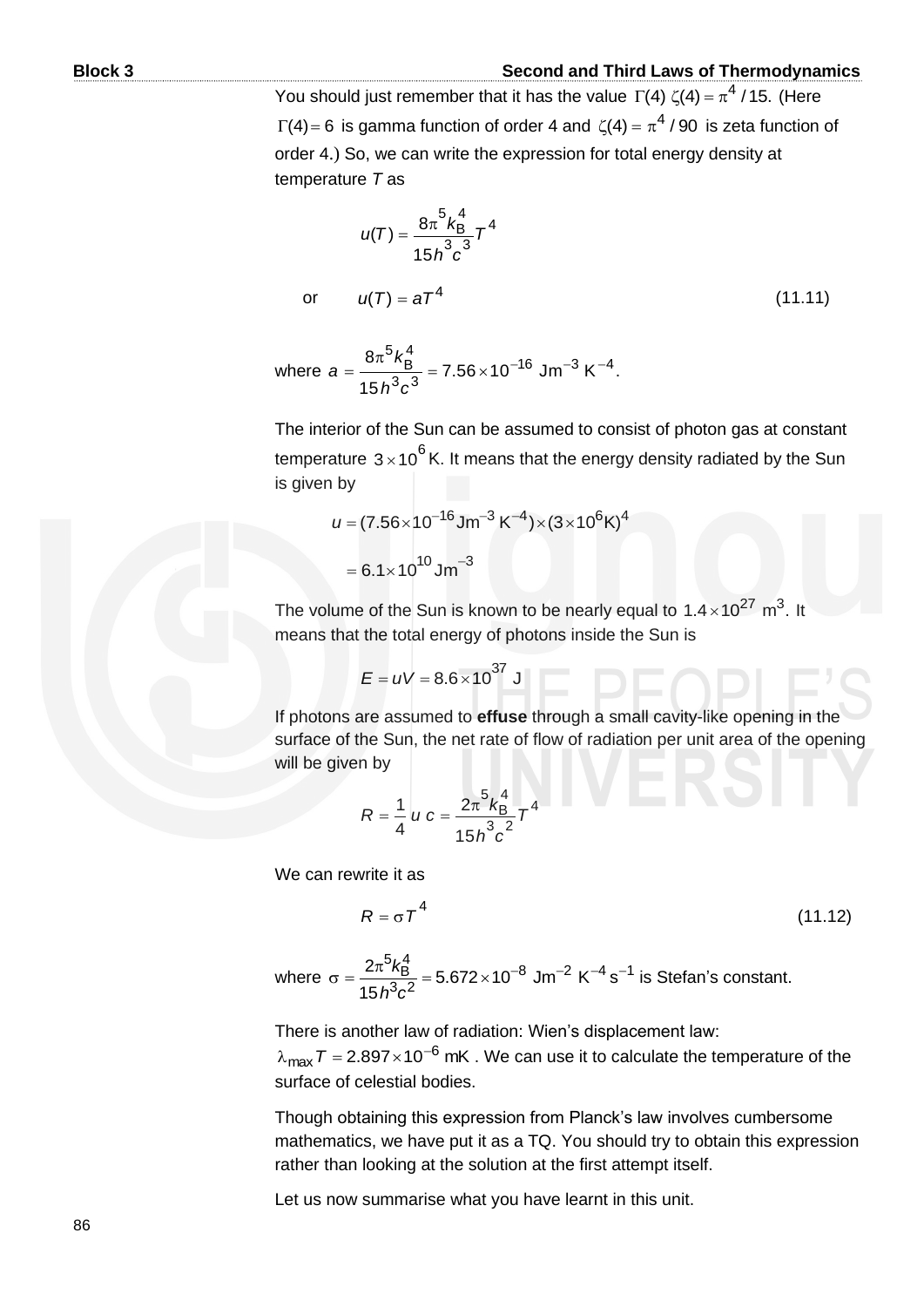You should just remember that it has the value $\Gamma(4)\,\zeta(4) = \pi^4 / 15$. (Here $\Gamma(4) = 6$ is gamma function of order 4 and $\zeta(4) = \pi^4 / 90$ is zeta function of order 4.) So, we can write the expression for total energy density at temperature $T$ as

$$u(T) = \frac{8\pi^5 k_B^4}{15 h^3 c^3} T^4$$

or
$$u(T) = aT^4 \tag{11.11}$$

where $a = \dfrac{8\pi^5 k_B^4}{15 h^3 c^3} = 7.56 \times 10^{-16}\ \text{Jm}^{-3}\ \text{K}^{-4}$.

The interior of the Sun can be assumed to consist of photon gas at constant temperature $3 \times 10^6$ K. It means that the energy density radiated by the Sun is given by

$$u = (7.56 \times 10^{-16}\,\text{Jm}^{-3}\,\text{K}^{-4}) \times (3 \times 10^6\,\text{K})^4$$

$$= 6.1 \times 10^{10}\,\text{Jm}^{-3}$$

The volume of the Sun is known to be nearly equal to $1.4 \times 10^{27}\ \text{m}^3$. It means that the total energy of photons inside the Sun is

$$E = uV = 8.6 \times 10^{37}\ \text{J}$$

If photons are assumed to **effuse** through a small cavity-like opening in the surface of the Sun, the net rate of flow of radiation per unit area of the opening will be given by

$$R = \frac{1}{4}\, u\, c = \frac{2\pi^5 k_B^4}{15 h^3 c^2} T^4$$

We can rewrite it as

$$R = \sigma T^4 \tag{11.12}$$

where $\sigma = \dfrac{2\pi^5 k_B^4}{15 h^3 c^2} = 5.672 \times 10^{-8}\ \text{Jm}^{-2}\ \text{K}^{-4}\ \text{s}^{-1}$ is Stefan's constant.

There is another law of radiation: Wien's displacement law: $\lambda_{max} T = 2.897 \times 10^{-6}$ mK . We can use it to calculate the temperature of the surface of celestial bodies.

Though obtaining this expression from Planck's law involves cumbersome mathematics, we have put it as a TQ. You should try to obtain this expression rather than looking at the solution at the first attempt itself.

Let us now summarise what you have learnt in this unit.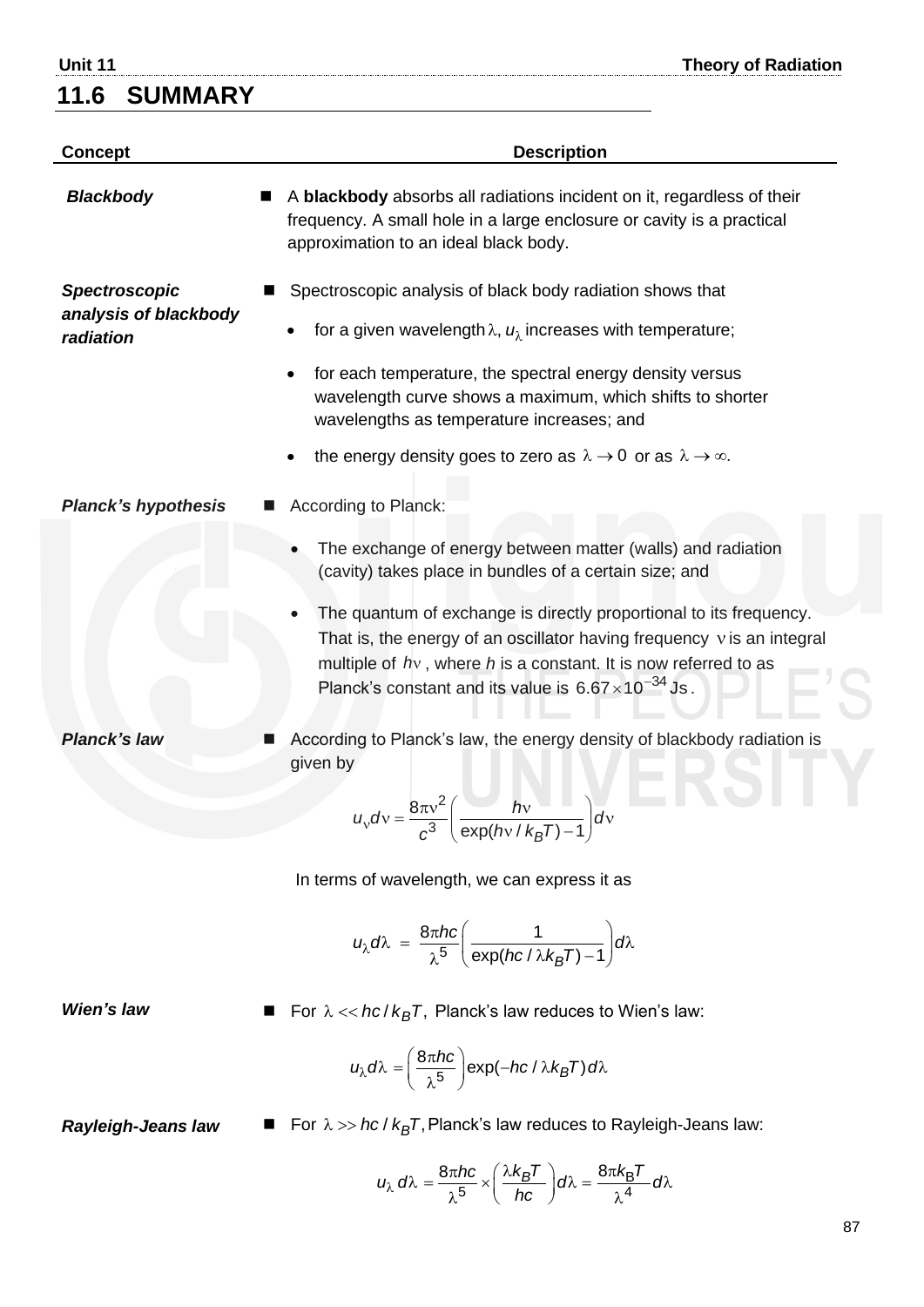## 11.6 SUMMARY

| Concept | Description |
|---|---|
| ***Blackbody*** | ■ A **blackbody** absorbs all radiations incident on it, regardless of their frequency. A small hole in a large enclosure or cavity is a practical approximation to an ideal black body. |
| ***Spectroscopic analysis of blackbody radiation*** | ■ Spectroscopic analysis of black body radiation shows that<br>• for a given wavelength $\lambda$, $u_\lambda$ increases with temperature;<br>• for each temperature, the spectral energy density versus wavelength curve shows a maximum, which shifts to shorter wavelengths as temperature increases; and<br>• the energy density goes to zero as $\lambda \to 0$ or as $\lambda \to \infty$. |
| ***Planck's hypothesis*** | ■ According to Planck:<br>• The exchange of energy between matter (walls) and radiation (cavity) takes place in bundles of a certain size; and<br>• The quantum of exchange is directly proportional to its frequency. That is, the energy of an oscillator having frequency $\nu$ is an integral multiple of $h\nu$, where *h* is a constant. It is now referred to as Planck's constant and its value is $6.67 \times 10^{-34}$ Js. |
| ***Planck's law*** | ■ According to Planck's law, the energy density of blackbody radiation is given by<br>$$u_\nu d\nu = \frac{8\pi\nu^2}{c^3}\left(\frac{h\nu}{\exp(h\nu / k_B T) - 1}\right) d\nu$$<br>In terms of wavelength, we can express it as<br>$$u_\lambda d\lambda = \frac{8\pi hc}{\lambda^5}\left(\frac{1}{\exp(hc / \lambda k_B T) - 1}\right) d\lambda$$ |
| ***Wien's law*** | ■ For $\lambda << hc / k_B T$, Planck's law reduces to Wien's law:<br>$$u_\lambda d\lambda = \left(\frac{8\pi hc}{\lambda^5}\right)\exp(-hc / \lambda k_B T) d\lambda$$ |
| ***Rayleigh-Jeans law*** | ■ For $\lambda >> hc / k_B T$, Planck's law reduces to Rayleigh-Jeans law:<br>$$u_\lambda d\lambda = \frac{8\pi hc}{\lambda^5} \times \left(\frac{\lambda k_B T}{hc}\right) d\lambda = \frac{8\pi k_B T}{\lambda^4} d\lambda$$ |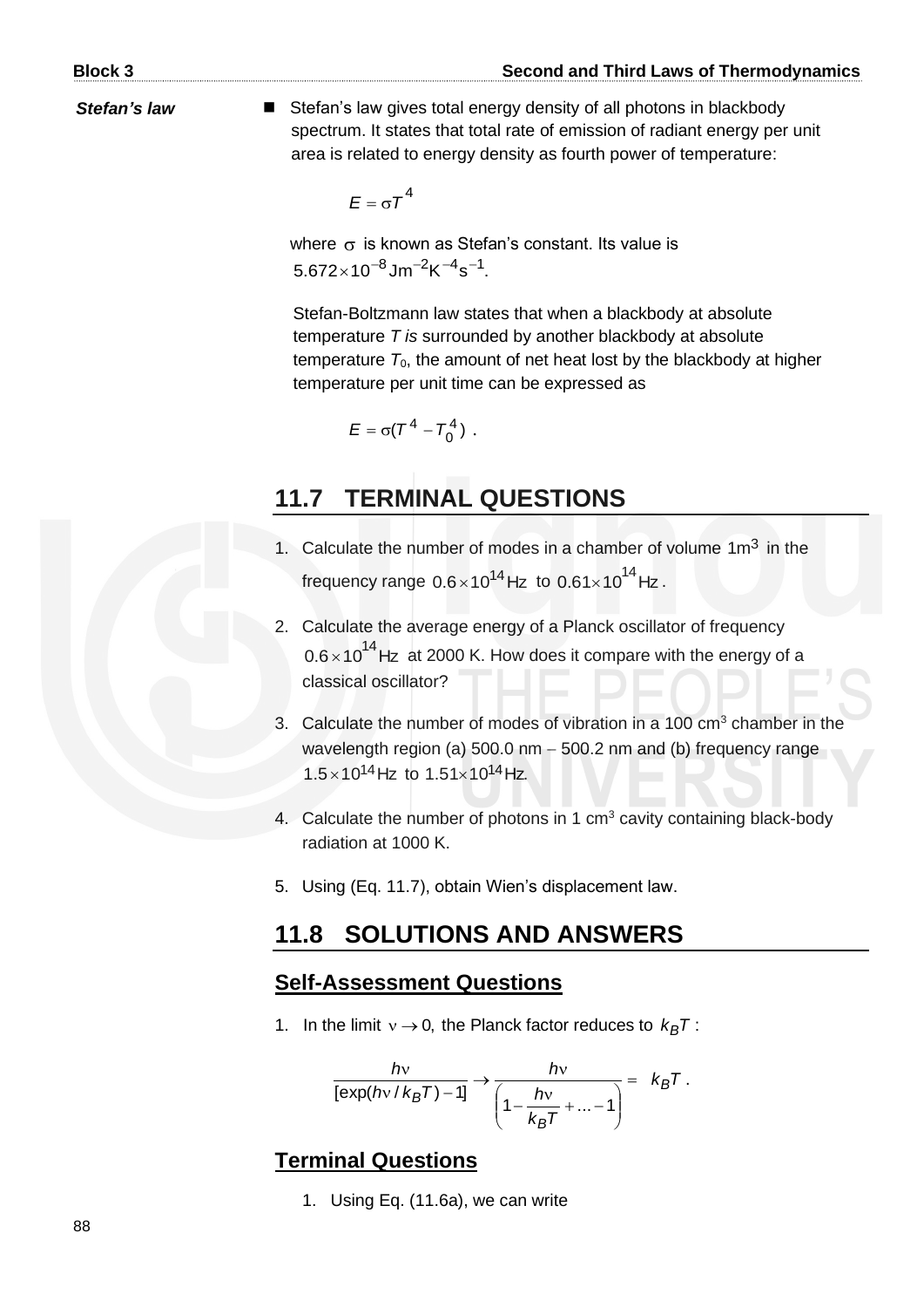**Stefan's law**

- Stefan's law gives total energy density of all photons in blackbody spectrum. It states that total rate of emission of radiant energy per unit area is related to energy density as fourth power of temperature:

$$E = \sigma T^4$$

where $\sigma$ is known as Stefan's constant. Its value is $5.672 \times 10^{-8}\,\text{Jm}^{-2}\text{K}^{-4}\text{s}^{-1}$.

Stefan-Boltzmann law states that when a blackbody at absolute temperature $T$ *is* surrounded by another blackbody at absolute temperature $T_0$, the amount of net heat lost by the blackbody at higher temperature per unit time can be expressed as

$$E = \sigma(T^4 - T_0^4)\ .$$

## 11.7 TERMINAL QUESTIONS

1. Calculate the number of modes in a chamber of volume $1\text{m}^3$ in the frequency range $0.6 \times 10^{14}\,\text{Hz}$ to $0.61 \times 10^{14}\,\text{Hz}$.

2. Calculate the average energy of a Planck oscillator of frequency $0.6 \times 10^{14}\,\text{Hz}$ at 2000 K. How does it compare with the energy of a classical oscillator?

3. Calculate the number of modes of vibration in a 100 $\text{cm}^3$ chamber in the wavelength region (a) 500.0 nm − 500.2 nm and (b) frequency range $1.5 \times 10^{14}\,\text{Hz}$ to $1.51 \times 10^{14}\,\text{Hz}$.

4. Calculate the number of photons in 1 $\text{cm}^3$ cavity containing black-body radiation at 1000 K.

5. Using (Eq. 11.7), obtain Wien's displacement law.

## 11.8 SOLUTIONS AND ANSWERS

### Self-Assessment Questions

1. In the limit $\nu \to 0$, the Planck factor reduces to $k_B T$ :

$$\frac{h\nu}{[\exp(h\nu / k_B T) - 1]} \to \frac{h\nu}{\left(1 - \dfrac{h\nu}{k_B T} + ... - 1\right)} = k_B T\ .$$

### Terminal Questions

1. Using Eq. (11.6a), we can write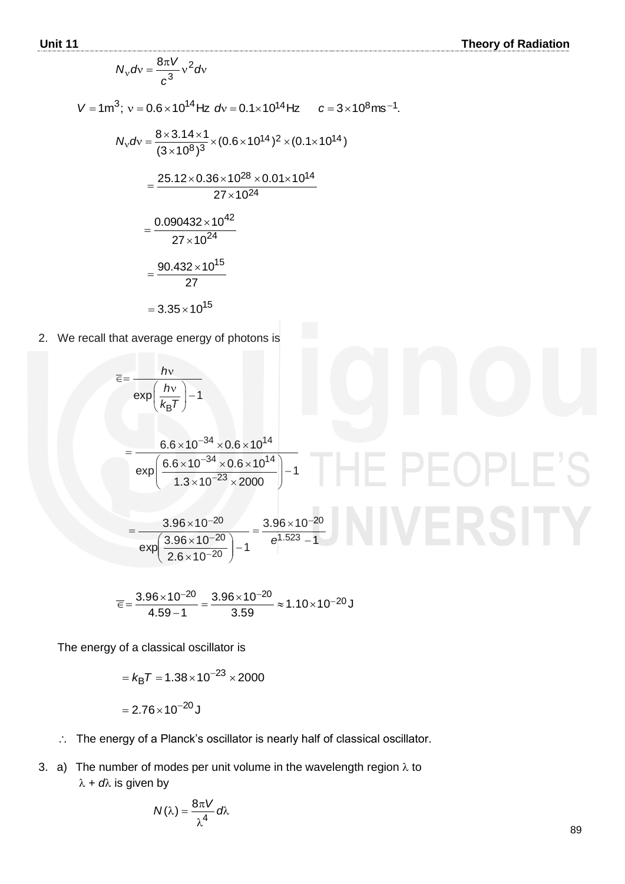$$N_\nu d\nu = \frac{8\pi V}{c^3}\nu^2 d\nu$$

$V = 1\text{m}^3;\ \nu = 0.6\times 10^{14}\text{Hz}\ \ d\nu = 0.1\times 10^{14}\text{Hz}\qquad c = 3\times 10^8\text{ms}^{-1}.$

$$N_\nu d\nu = \frac{8\times 3.14\times 1}{(3\times 10^8)^3}\times(0.6\times 10^{14})^2\times(0.1\times 10^{14})$$

$$= \frac{25.12\times 0.36\times 10^{28}\times 0.01\times 10^{14}}{27\times 10^{24}}$$

$$= \frac{0.090432\times 10^{42}}{27\times 10^{24}}$$

$$= \frac{90.432\times 10^{15}}{27}$$

$$= 3.35\times 10^{15}$$

2. We recall that average energy of photons is

$$\overline{\in} = \frac{h\nu}{\exp\left(\dfrac{h\nu}{k_B T}\right)-1}$$

$$= \frac{6.6\times 10^{-34}\times 0.6\times 10^{14}}{\exp\left(\dfrac{6.6\times 10^{-34}\times 0.6\times 10^{14}}{1.3\times 10^{-23}\times 2000}\right)-1}$$

$$= \frac{3.96\times 10^{-20}}{\exp\left(\dfrac{3.96\times 10^{-20}}{2.6\times 10^{-20}}\right)-1} = \frac{3.96\times 10^{-20}}{e^{1.523}-1}$$

$$\overline{\in} = \frac{3.96\times 10^{-20}}{4.59-1} = \frac{3.96\times 10^{-20}}{3.59} \approx 1.10\times 10^{-20}\,\text{J}$$

The energy of a classical oscillator is

$$= k_B T = 1.38\times 10^{-23}\times 2000$$

$$= 2.76\times 10^{-20}\,\text{J}$$

$\therefore$ The energy of a Planck's oscillator is nearly half of classical oscillator.

3. a) The number of modes per unit volume in the wavelength region $\lambda$ to $\lambda + d\lambda$ is given by

$$N(\lambda) = \frac{8\pi V}{\lambda^4}d\lambda$$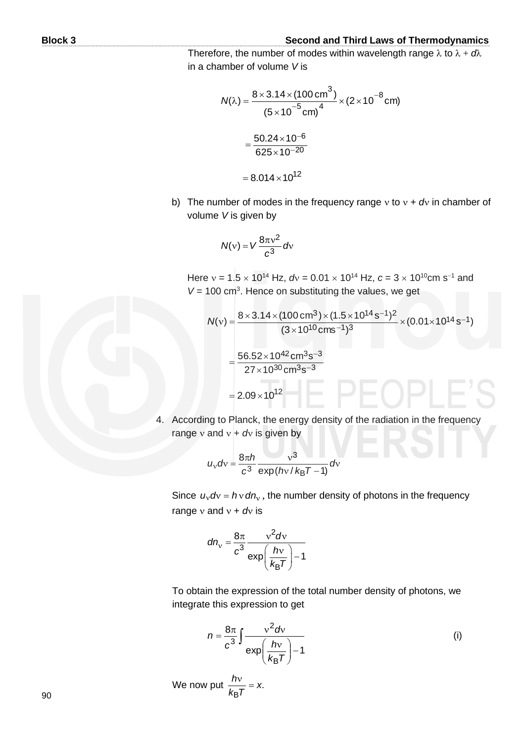Therefore, the number of modes within wavelength range $\lambda$ to $\lambda + d\lambda$ in a chamber of volume $V$ is

$$N(\lambda) = \frac{8 \times 3.14 \times (100\,\text{cm}^3)}{(5 \times 10^{-5}\,\text{cm})^4} \times (2 \times 10^{-8}\,\text{cm})$$

$$= \frac{50.24 \times 10^{-6}}{625 \times 10^{-20}}$$

$$= 8.014 \times 10^{12}$$

b) The number of modes in the frequency range $\nu$ to $\nu + d\nu$ in chamber of volume $V$ is given by

$$N(\nu) = V\,\frac{8\pi\nu^2}{c^3}\,d\nu$$

Here $\nu = 1.5 \times 10^{14}$ Hz, $d\nu = 0.01 \times 10^{14}$ Hz, $c = 3 \times 10^{10}\text{cm s}^{-1}$ and $V = 100\ \text{cm}^3$. Hence on substituting the values, we get

$$N(\nu) = \frac{8 \times 3.14 \times (100\,\text{cm}^3) \times (1.5 \times 10^{14}\,\text{s}^{-1})^2}{(3 \times 10^{10}\,\text{cms}^{-1})^3} \times (0.01 \times 10^{14}\,\text{s}^{-1})$$

$$= \frac{56.52 \times 10^{42}\,\text{cm}^3\text{s}^{-3}}{27 \times 10^{30}\,\text{cm}^3\text{s}^{-3}}$$

$$= 2.09 \times 10^{12}$$

4. According to Planck, the energy density of the radiation in the frequency range $\nu$ and $\nu + d\nu$ is given by

$$u_\nu d\nu = \frac{8\pi h}{c^3}\,\frac{\nu^3}{\exp(h\nu / k_B T - 1)}\,d\nu$$

Since $u_\nu d\nu = h\nu\, dn_\nu$, the number density of photons in the frequency range $\nu$ and $\nu + d\nu$ is

$$dn_\nu = \frac{8\pi}{c^3}\,\frac{\nu^2 d\nu}{\exp\left(\dfrac{h\nu}{k_B T}\right) - 1}$$

To obtain the expression of the total number density of photons, we integrate this expression to get

$$n = \frac{8\pi}{c^3}\int \frac{\nu^2 d\nu}{\exp\left(\dfrac{h\nu}{k_B T}\right) - 1} \qquad \text{(i)}$$

We now put $\dfrac{h\nu}{k_B T} = x$.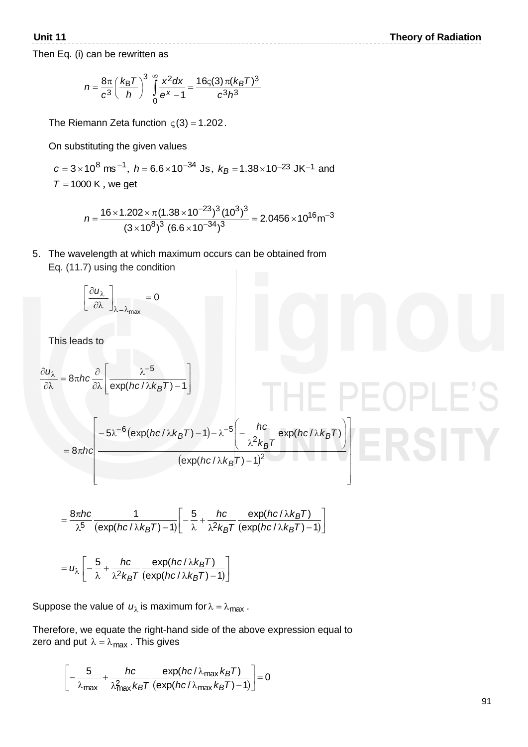Then Eq. (i) can be rewritten as

$$n = \frac{8\pi}{c^3}\left(\frac{k_B T}{h}\right)^3 \int_0^\infty \frac{x^2 dx}{e^x - 1} = \frac{16\varsigma(3)\,\pi(k_B T)^3}{c^3 h^3}$$

The Riemann Zeta function $\varsigma(3) = 1.202$.

On substituting the given values

$c = 3\times10^8$ ms$^{-1}$, $h = 6.6\times10^{-34}$ Js, $k_B = 1.38\times10^{-23}$ JK$^{-1}$ and $T = 1000$ K, we get

$$n = \frac{16\times1.202\times\pi(1.38\times10^{-23})^3\,(10^3)^3}{(3\times10^8)^3\,(6.6\times10^{-34})^3} = 2.0456\times10^{16}\text{m}^{-3}$$

5. The wavelength at which maximum occurs can be obtained from Eq. (11.7) using the condition

$$\left[\frac{\partial u_\lambda}{\partial \lambda}\right]_{\lambda=\lambda_{max}} = 0$$

This leads to

$$\frac{\partial u_\lambda}{\partial \lambda} = 8\pi hc\,\frac{\partial}{\partial \lambda}\left[\frac{\lambda^{-5}}{\exp(hc/\lambda k_B T) - 1}\right]$$

$$= 8\pi hc\left[\frac{-5\lambda^{-6}\left(\exp(hc/\lambda k_B T) - 1\right) - \lambda^{-5}\left(-\dfrac{hc}{\lambda^2 k_B T}\exp(hc/\lambda k_B T)\right)}{\left(\exp(hc/\lambda k_B T) - 1\right)^2}\right]$$

$$= \frac{8\pi hc}{\lambda^5}\,\frac{1}{(\exp(hc/\lambda k_B T) - 1)}\left[-\frac{5}{\lambda} + \frac{hc}{\lambda^2 k_B T}\,\frac{\exp(hc/\lambda k_B T)}{(\exp(hc/\lambda k_B T) - 1)}\right]$$

$$= u_\lambda\left[-\frac{5}{\lambda} + \frac{hc}{\lambda^2 k_B T}\,\frac{\exp(hc/\lambda k_B T)}{(\exp(hc/\lambda k_B T) - 1)}\right]$$

Suppose the value of $u_\lambda$ is maximum for $\lambda = \lambda_{max}$.

Therefore, we equate the right-hand side of the above expression equal to zero and put $\lambda = \lambda_{max}$. This gives

$$\left[-\frac{5}{\lambda_{max}} + \frac{hc}{\lambda_{max}^2 k_B T}\,\frac{\exp(hc/\lambda_{max} k_B T)}{(\exp(hc/\lambda_{max} k_B T) - 1)}\right] = 0$$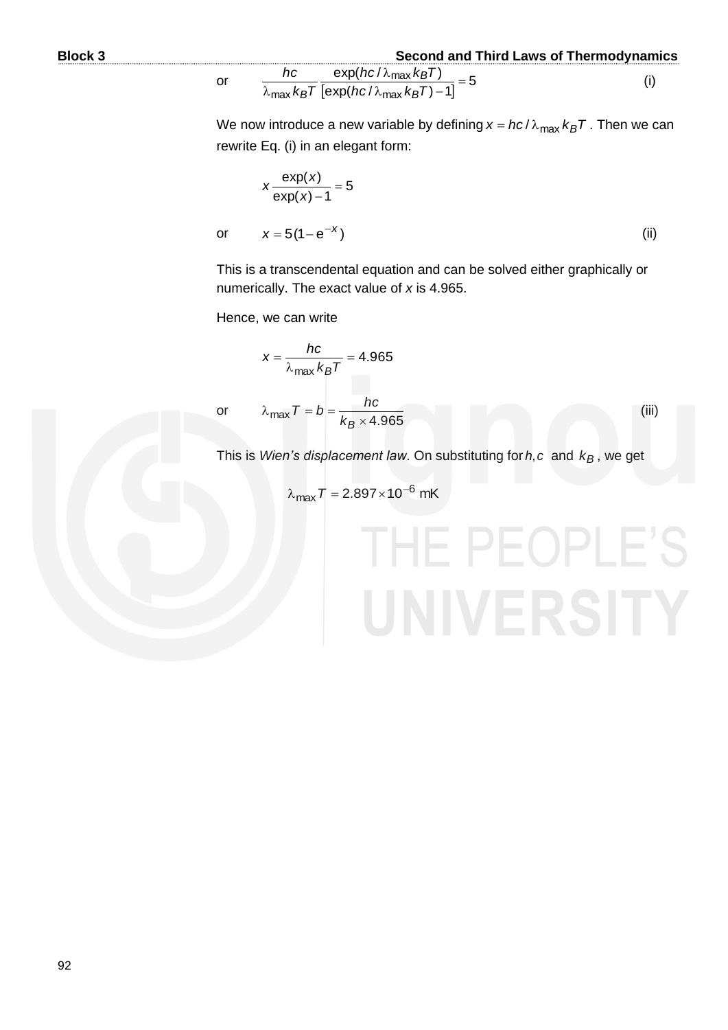or $$\frac{hc}{\lambda_{max} k_B T} \frac{\exp(hc/\lambda_{max} k_B T)}{[\exp(hc/\lambda_{max} k_B T) - 1]} = 5 \qquad \text{(i)}$$

We now introduce a new variable by defining $x = hc/\lambda_{max} k_B T$. Then we can rewrite Eq. (i) in an elegant form:

$$x \frac{\exp(x)}{\exp(x) - 1} = 5$$

or $$x = 5(1 - e^{-x}) \qquad \text{(ii)}$$

This is a transcendental equation and can be solved either graphically or numerically. The exact value of $x$ is 4.965.

Hence, we can write

$$x = \frac{hc}{\lambda_{max} k_B T} = 4.965$$

or $$\lambda_{max} T = b = \frac{hc}{k_B \times 4.965} \qquad \text{(iii)}$$

This is *Wien's displacement law*. On substituting for $h, c$ and $k_B$, we get

$$\lambda_{max} T = 2.897 \times 10^{-6} \text{ mK}$$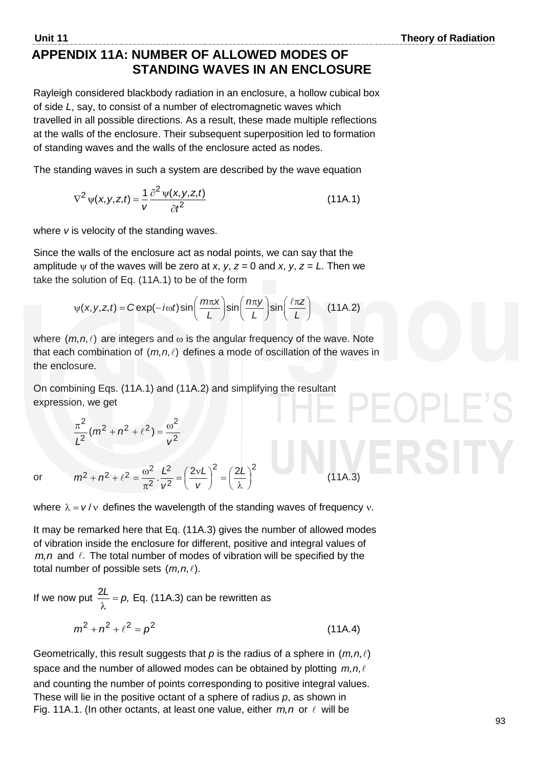# APPENDIX 11A: NUMBER OF ALLOWED MODES OF STANDING WAVES IN AN ENCLOSURE

Rayleigh considered blackbody radiation in an enclosure, a hollow cubical box of side *L*, say, to consist of a number of electromagnetic waves which travelled in all possible directions. As a result, these made multiple reflections at the walls of the enclosure. Their subsequent superposition led to formation of standing waves and the walls of the enclosure acted as nodes.

The standing waves in such a system are described by the wave equation

$$\nabla^2 \psi(x,y,z,t) = \frac{1}{v}\frac{\partial^2 \psi(x,y,z,t)}{\partial t^2} \qquad (11A.1)$$

where *v* is velocity of the standing waves.

Since the walls of the enclosure act as nodal points, we can say that the amplitude $\psi$ of the waves will be zero at $x$, $y$, $z = 0$ and $x$, $y$, $z = L$. Then we take the solution of Eq. (11A.1) to be of the form

$$\psi(x,y,z,t) = C\exp(-i\omega t)\sin\left(\frac{m\pi x}{L}\right)\sin\left(\frac{n\pi y}{L}\right)\sin\left(\frac{\ell\pi z}{L}\right) \qquad (11A.2)$$

where $(m,n,\ell)$ are integers and $\omega$ is the angular frequency of the wave. Note that each combination of $(m,n,\ell)$ defines a mode of oscillation of the waves in the enclosure.

On combining Eqs. (11A.1) and (11A.2) and simplifying the resultant expression, we get

$$\frac{\pi^2}{L^2}(m^2+n^2+\ell^2) = \frac{\omega^2}{v^2}$$

or

$$m^2+n^2+\ell^2 = \frac{\omega^2}{\pi^2}\cdot\frac{L^2}{v^2} = \left(\frac{2\nu L}{v}\right)^2 = \left(\frac{2L}{\lambda}\right)^2 \qquad (11A.3)$$

where $\lambda = v/\nu$ defines the wavelength of the standing waves of frequency $\nu$.

It may be remarked here that Eq. (11A.3) gives the number of allowed modes of vibration inside the enclosure for different, positive and integral values of $m, n$ and $\ell$. The total number of modes of vibration will be specified by the total number of possible sets $(m,n,\ell)$.

If we now put $\frac{2L}{\lambda} = p,$ Eq. (11A.3) can be rewritten as

$$m^2+n^2+\ell^2 = p^2 \qquad (11A.4)$$

Geometrically, this result suggests that *p* is the radius of a sphere in $(m,n,\ell)$ space and the number of allowed modes can be obtained by plotting $m,n,\ell$ and counting the number of points corresponding to positive integral values. These will lie in the positive octant of a sphere of radius *p*, as shown in Fig. 11A.1. (In other octants, at least one value, either $m,n$ or $\ell$ will be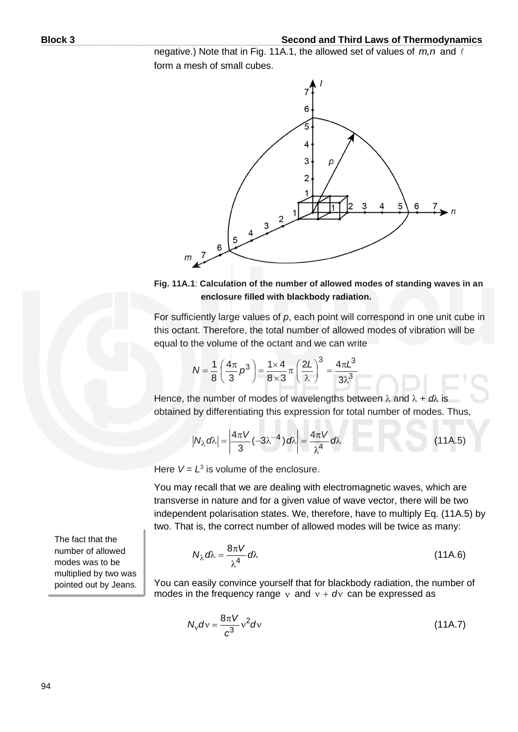negative.) Note that in Fig. 11A.1, the allowed set of values of $m, n$ and $\ell$ form a mesh of small cubes.

l
7
6
5
4
3
2
1
p
1
1
2 3 4 5 6 7
n
1
2
3
4
5
6
7
m

**Fig. 11A.1**: **Calculation of the number of allowed modes of standing waves in an enclosure filled with blackbody radiation.**

For sufficiently large values of *p*, each point will correspond in one unit cube in this octant. Therefore, the total number of allowed modes of vibration will be equal to the volume of the octant and we can write

$$N = \frac{1}{8}\left(\frac{4\pi}{3}p^3\right) = \frac{1\times 4}{8\times 3}\pi\left(\frac{2L}{\lambda}\right)^3 = \frac{4\pi L^3}{3\lambda^3}$$

Hence, the number of modes of wavelengths between $\lambda$ and $\lambda + d\lambda$ is obtained by differentiating this expression for total number of modes. Thus,

$$|N_\lambda d\lambda| = \left|\frac{4\pi V}{3}(-3\lambda^{-4})\,d\lambda\right| = \frac{4\pi V}{\lambda^4}d\lambda \qquad (11A.5)$$

Here $V = L^3$ is volume of the enclosure.

You may recall that we are dealing with electromagnetic waves, which are transverse in nature and for a given value of wave vector, there will be two independent polarisation states. We, therefore, have to multiply Eq. (11A.5) by two. That is, the correct number of allowed modes will be twice as many:

The fact that the number of allowed modes was to be multiplied by two was pointed out by Jeans.

$$N_\lambda d\lambda = \frac{8\pi V}{\lambda^4}d\lambda \qquad (11A.6)$$

You can easily convince yourself that for blackbody radiation, the number of modes in the frequency range $\nu$ and $\nu + d\nu$ can be expressed as

$$N_\nu d\nu = \frac{8\pi V}{c^3}\nu^2 d\nu \qquad (11A.7)$$